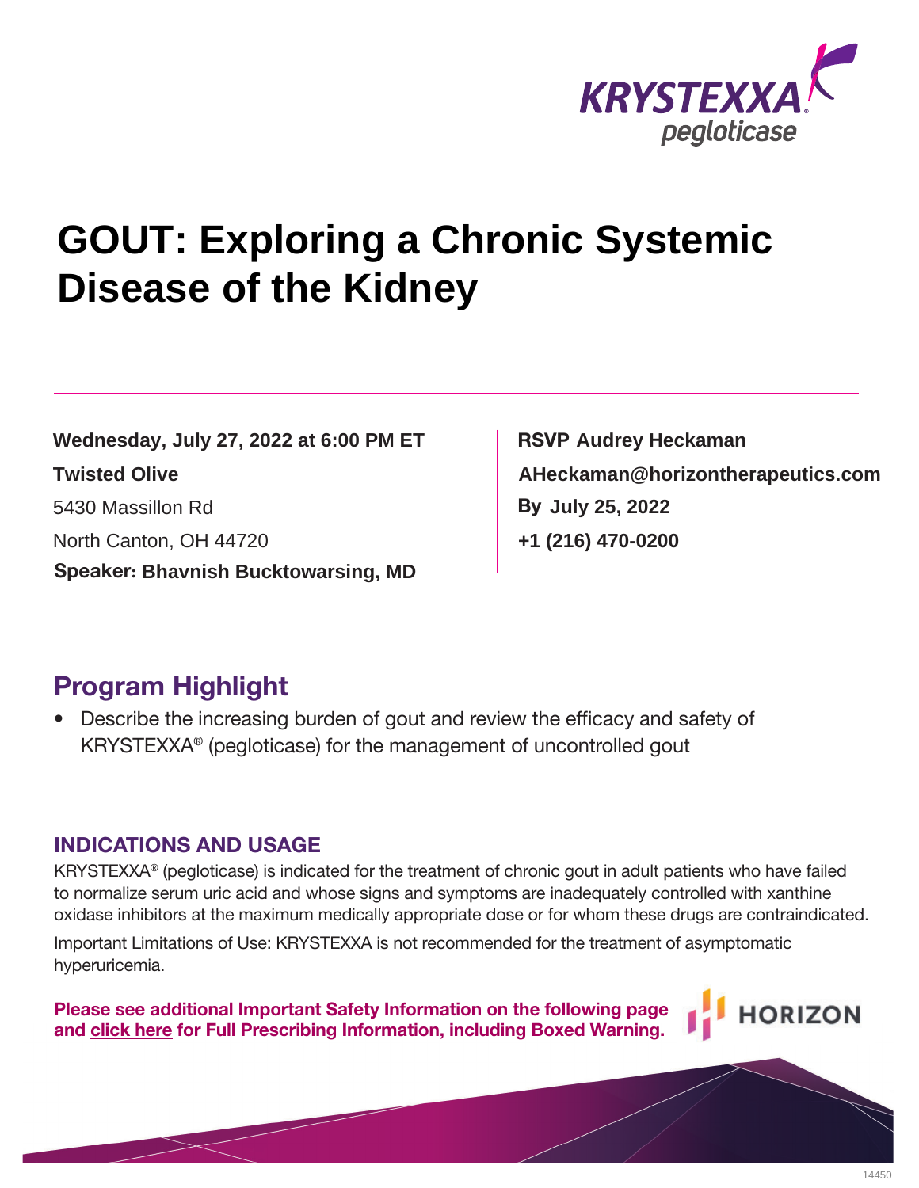KRYSTEXXA® pegloticase

# GOUT: Exploring a Chronic Systemic Disease of the Kidney

**Wednesday, July 27, 2022 at 6:00 PM ET**

**Twisted Olive**

5430 Massillon Rd

North Canton, OH 44720

**Speaker: Bhavnish Bucktowarsing, MD**

**RSVP Audrey Heckaman**

**AHeckaman@horizontherapeutics.com**

**By July 25, 2022**

**+1 (216) 470-0200**

## Program Highlight

- Describe the increasing burden of gout and review the efficacy and safety of KRYSTEXXA® (pegloticase) for the management of uncontrolled gout

### INDICATIONS AND USAGE

KRYSTEXXA® (pegloticase) is indicated for the treatment of chronic gout in adult patients who have failed to normalize serum uric acid and whose signs and symptoms are inadequately controlled with xanthine oxidase inhibitors at the maximum medically appropriate dose or for whom these drugs are contraindicated.

Important Limitations of Use: KRYSTEXXA is not recommended for the treatment of asymptomatic hyperuricemia.

**Please see additional Important Safety Information on the following page and click here for Full Prescribing Information, including Boxed Warning.**

HORIZON

14450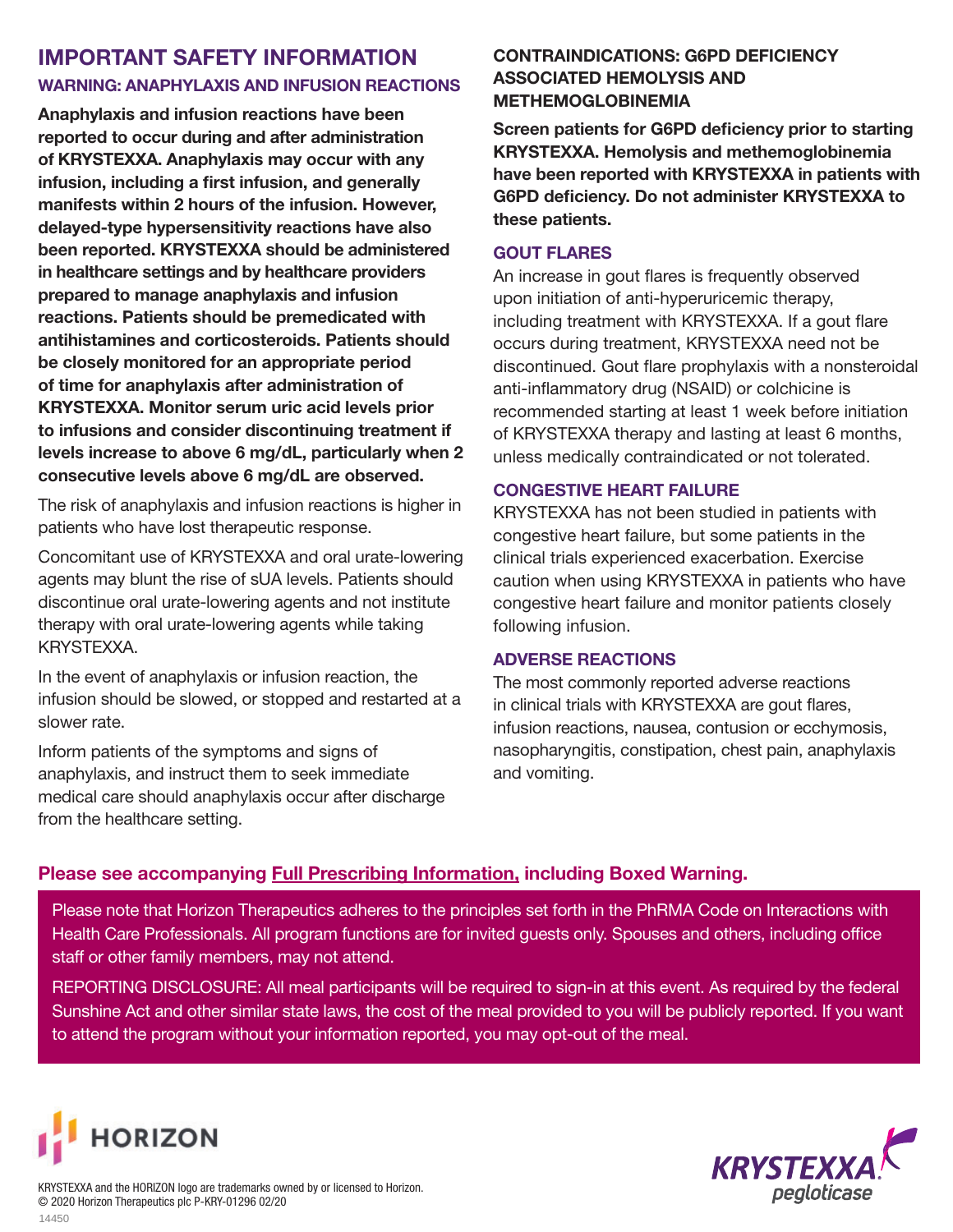# IMPORTANT SAFETY INFORMATION

## WARNING: ANAPHYLAXIS AND INFUSION REACTIONS

**Anaphylaxis and infusion reactions have been reported to occur during and after administration of KRYSTEXXA. Anaphylaxis may occur with any infusion, including a first infusion, and generally manifests within 2 hours of the infusion. However, delayed-type hypersensitivity reactions have also been reported. KRYSTEXXA should be administered in healthcare settings and by healthcare providers prepared to manage anaphylaxis and infusion reactions. Patients should be premedicated with antihistamines and corticosteroids. Patients should be closely monitored for an appropriate period of time for anaphylaxis after administration of KRYSTEXXA. Monitor serum uric acid levels prior to infusions and consider discontinuing treatment if levels increase to above 6 mg/dL, particularly when 2 consecutive levels above 6 mg/dL are observed.**

The risk of anaphylaxis and infusion reactions is higher in patients who have lost therapeutic response.

Concomitant use of KRYSTEXXA and oral urate-lowering agents may blunt the rise of sUA levels. Patients should discontinue oral urate-lowering agents and not institute therapy with oral urate-lowering agents while taking KRYSTEXXA.

In the event of anaphylaxis or infusion reaction, the infusion should be slowed, or stopped and restarted at a slower rate.

Inform patients of the symptoms and signs of anaphylaxis, and instruct them to seek immediate medical care should anaphylaxis occur after discharge from the healthcare setting.

## CONTRAINDICATIONS: G6PD DEFICIENCY ASSOCIATED HEMOLYSIS AND METHEMOGLOBINEMIA

**Screen patients for G6PD deficiency prior to starting KRYSTEXXA. Hemolysis and methemoglobinemia have been reported with KRYSTEXXA in patients with G6PD deficiency. Do not administer KRYSTEXXA to these patients.**

## GOUT FLARES

An increase in gout flares is frequently observed upon initiation of anti-hyperuricemic therapy, including treatment with KRYSTEXXA. If a gout flare occurs during treatment, KRYSTEXXA need not be discontinued. Gout flare prophylaxis with a nonsteroidal anti-inflammatory drug (NSAID) or colchicine is recommended starting at least 1 week before initiation of KRYSTEXXA therapy and lasting at least 6 months, unless medically contraindicated or not tolerated.

## CONGESTIVE HEART FAILURE

KRYSTEXXA has not been studied in patients with congestive heart failure, but some patients in the clinical trials experienced exacerbation. Exercise caution when using KRYSTEXXA in patients who have congestive heart failure and monitor patients closely following infusion.

## ADVERSE REACTIONS

The most commonly reported adverse reactions in clinical trials with KRYSTEXXA are gout flares, infusion reactions, nausea, contusion or ecchymosis, nasopharyngitis, constipation, chest pain, anaphylaxis and vomiting.

**Please see accompanying Full Prescribing Information, including Boxed Warning.**

Please note that Horizon Therapeutics adheres to the principles set forth in the PhRMA Code on Interactions with Health Care Professionals. All program functions are for invited guests only. Spouses and others, including office staff or other family members, may not attend.

REPORTING DISCLOSURE: All meal participants will be required to sign-in at this event. As required by the federal Sunshine Act and other similar state laws, the cost of the meal provided to you will be publicly reported. If you want to attend the program without your information reported, you may opt-out of the meal.

HORIZON

KRYSTEXXA pegloticase

KRYSTEXXA and the HORIZON logo are trademarks owned by or licensed to Horizon.
© 2020 Horizon Therapeutics plc P-KRY-01296 02/20
14450